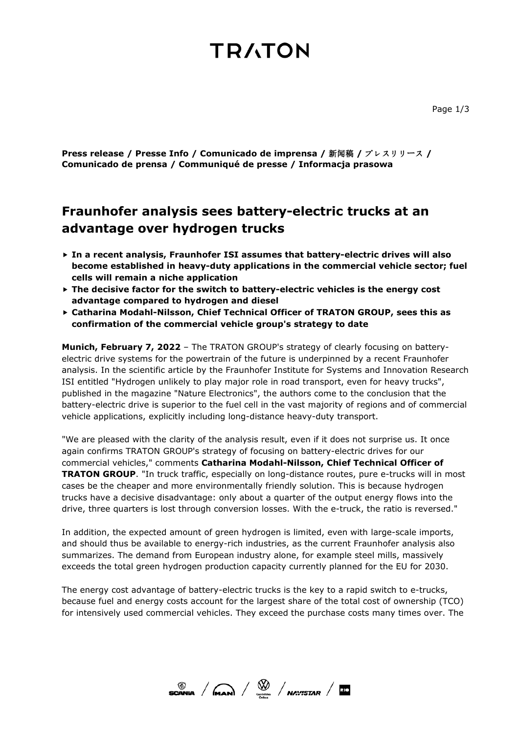**Press release / Presse Info / Comunicado de imprensa / 新闻稿 / プレスリリース / Comunicado de prensa / Communiqué de presse / Informacja prasowa**

# Fraunhofer analysis sees battery-electric trucks at an advantage over hydrogen trucks

- **In a recent analysis, Fraunhofer ISI assumes that battery-electric drives will also become established in heavy-duty applications in the commercial vehicle sector; fuel cells will remain a niche application**
- **The decisive factor for the switch to battery-electric vehicles is the energy cost advantage compared to hydrogen and diesel**
- **Catharina Modahl-Nilsson, Chief Technical Officer of TRATON GROUP, sees this as confirmation of the commercial vehicle group's strategy to date**

**Munich, February 7, 2022** – The TRATON GROUP's strategy of clearly focusing on battery-electric drive systems for the powertrain of the future is underpinned by a recent Fraunhofer analysis. In the scientific article by the Fraunhofer Institute for Systems and Innovation Research ISI entitled "Hydrogen unlikely to play major role in road transport, even for heavy trucks", published in the magazine "Nature Electronics", the authors come to the conclusion that the battery-electric drive is superior to the fuel cell in the vast majority of regions and of commercial vehicle applications, explicitly including long-distance heavy-duty transport.

"We are pleased with the clarity of the analysis result, even if it does not surprise us. It once again confirms TRATON GROUP's strategy of focusing on battery-electric drives for our commercial vehicles," comments **Catharina Modahl-Nilsson, Chief Technical Officer of TRATON GROUP**. "In truck traffic, especially on long-distance routes, pure e-trucks will in most cases be the cheaper and more environmentally friendly solution. This is because hydrogen trucks have a decisive disadvantage: only about a quarter of the output energy flows into the drive, three quarters is lost through conversion losses. With the e-truck, the ratio is reversed."

In addition, the expected amount of green hydrogen is limited, even with large-scale imports, and should thus be available to energy-rich industries, as the current Fraunhofer analysis also summarizes. The demand from European industry alone, for example steel mills, massively exceeds the total green hydrogen production capacity currently planned for the EU for 2030.

The energy cost advantage of battery-electric trucks is the key to a rapid switch to e-trucks, because fuel and energy costs account for the largest share of the total cost of ownership (TCO) for intensively used commercial vehicles. They exceed the purchase costs many times over. The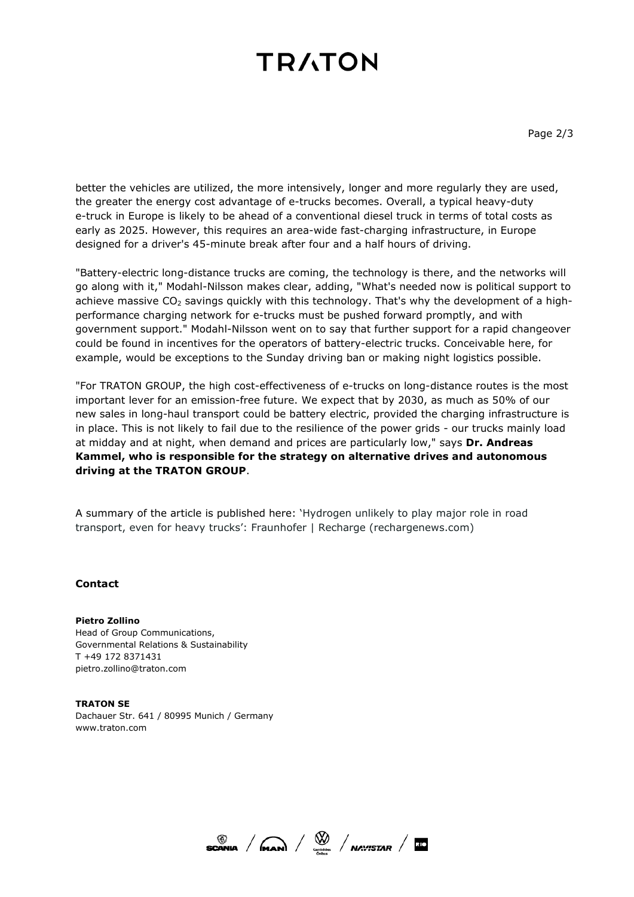better the vehicles are utilized, the more intensively, longer and more regularly they are used, the greater the energy cost advantage of e-trucks becomes. Overall, a typical heavy-duty e-truck in Europe is likely to be ahead of a conventional diesel truck in terms of total costs as early as 2025. However, this requires an area-wide fast-charging infrastructure, in Europe designed for a driver's 45-minute break after four and a half hours of driving.

"Battery-electric long-distance trucks are coming, the technology is there, and the networks will go along with it," Modahl-Nilsson makes clear, adding, "What's needed now is political support to achieve massive $CO_2$ savings quickly with this technology. That's why the development of a high-performance charging network for e-trucks must be pushed forward promptly, and with government support." Modahl-Nilsson went on to say that further support for a rapid changeover could be found in incentives for the operators of battery-electric trucks. Conceivable here, for example, would be exceptions to the Sunday driving ban or making night logistics possible.

"For TRATON GROUP, the high cost-effectiveness of e-trucks on long-distance routes is the most important lever for an emission-free future. We expect that by 2030, as much as 50% of our new sales in long-haul transport could be battery electric, provided the charging infrastructure is in place. This is not likely to fail due to the resilience of the power grids - our trucks mainly load at midday and at night, when demand and prices are particularly low," says **Dr. Andreas Kammel, who is responsible for the strategy on alternative drives and autonomous driving at the TRATON GROUP**.

A summary of the article is published here: 'Hydrogen unlikely to play major role in road transport, even for heavy trucks': Fraunhofer | Recharge (rechargenews.com)

**Contact**

**Pietro Zollino**
Head of Group Communications,
Governmental Relations & Sustainability
T +49 172 8371431
pietro.zollino@traton.com

**TRATON SE**
Dachauer Str. 641 / 80995 Munich / Germany
www.traton.com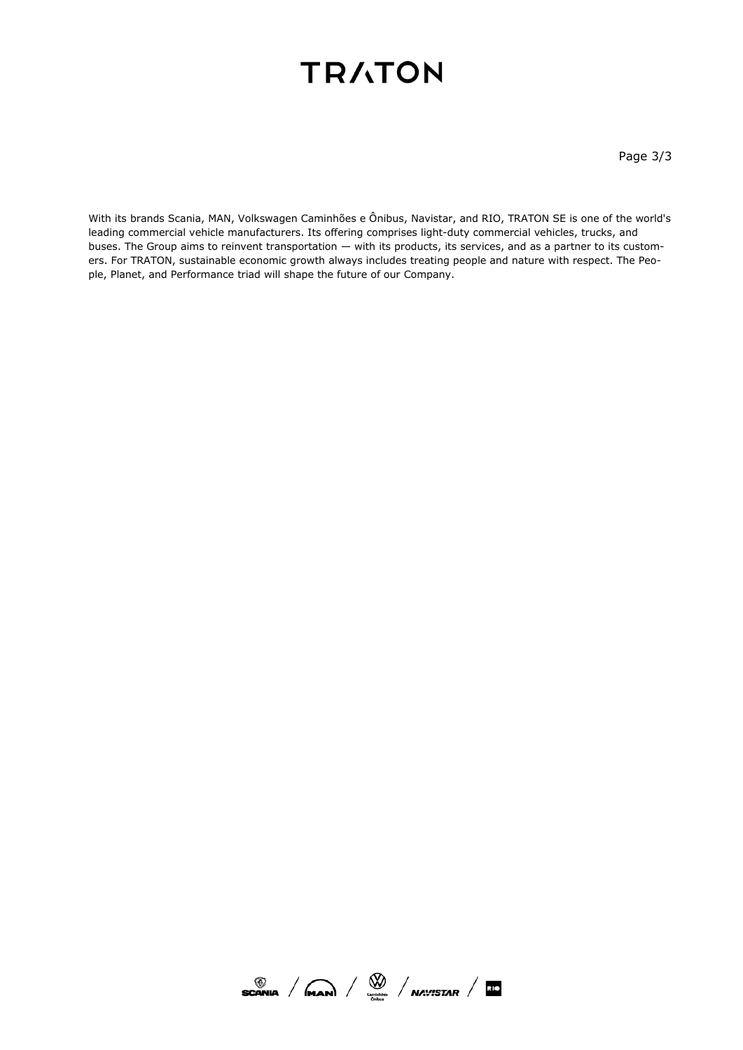With its brands Scania, MAN, Volkswagen Caminhões e Ônibus, Navistar, and RIO, TRATON SE is one of the world's leading commercial vehicle manufacturers. Its offering comprises light-duty commercial vehicles, trucks, and buses. The Group aims to reinvent transportation — with its products, its services, and as a partner to its customers. For TRATON, sustainable economic growth always includes treating people and nature with respect. The People, Planet, and Performance triad will shape the future of our Company.